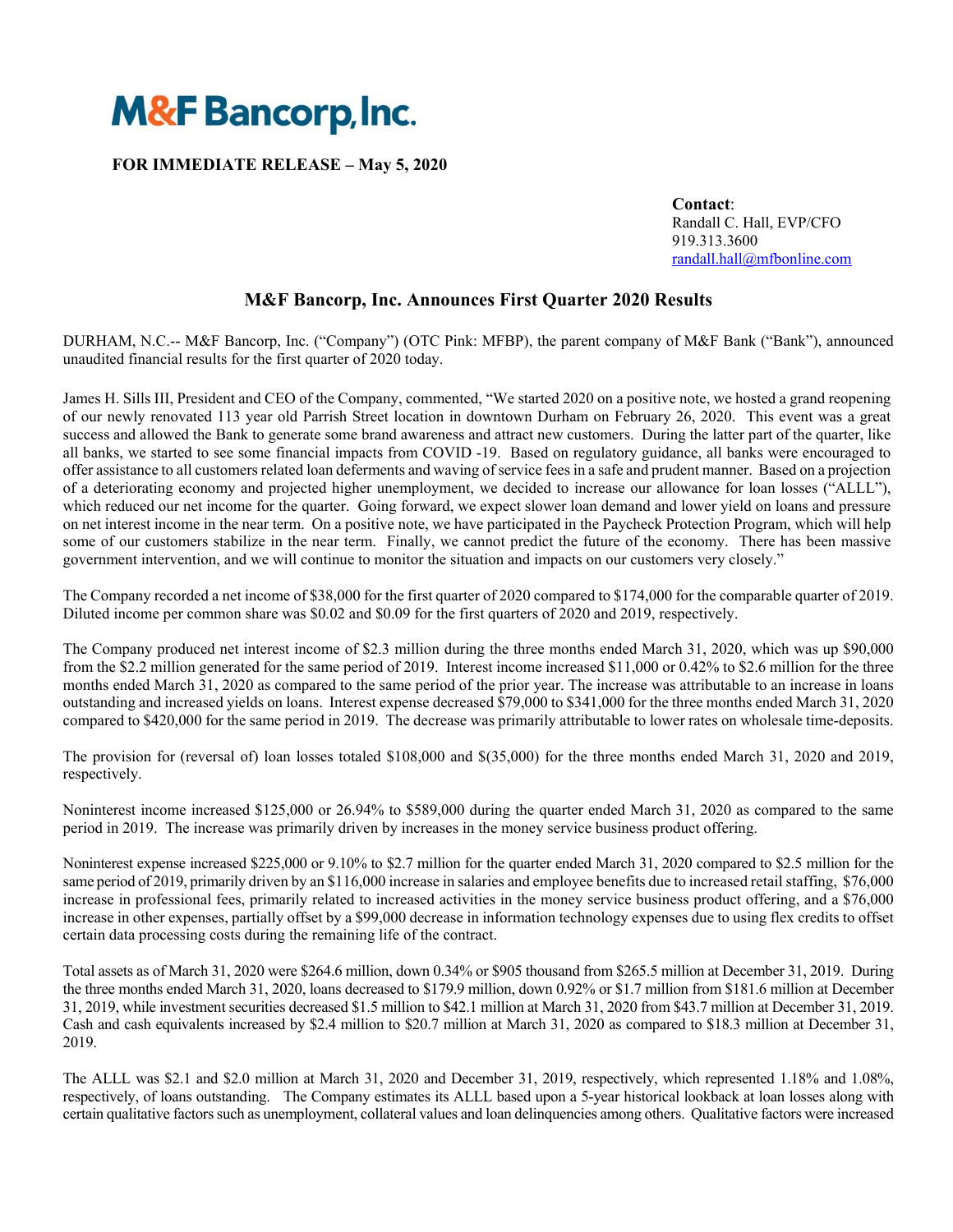# M&F Bancorp, Inc.

**FOR IMMEDIATE RELEASE – May 5, 2020**

**Contact**:
Randall C. Hall, EVP/CFO
919.313.3600
randall.hall@mfbonline.com

## M&F Bancorp, Inc. Announces First Quarter 2020 Results

DURHAM, N.C.-- M&F Bancorp, Inc. ("Company") (OTC Pink: MFBP), the parent company of M&F Bank ("Bank"), announced unaudited financial results for the first quarter of 2020 today.

James H. Sills III, President and CEO of the Company, commented, "We started 2020 on a positive note, we hosted a grand reopening of our newly renovated 113 year old Parrish Street location in downtown Durham on February 26, 2020. This event was a great success and allowed the Bank to generate some brand awareness and attract new customers. During the latter part of the quarter, like all banks, we started to see some financial impacts from COVID -19. Based on regulatory guidance, all banks were encouraged to offer assistance to all customers related loan deferments and waving of service fees in a safe and prudent manner. Based on a projection of a deteriorating economy and projected higher unemployment, we decided to increase our allowance for loan losses ("ALLL"), which reduced our net income for the quarter. Going forward, we expect slower loan demand and lower yield on loans and pressure on net interest income in the near term. On a positive note, we have participated in the Paycheck Protection Program, which will help some of our customers stabilize in the near term. Finally, we cannot predict the future of the economy. There has been massive government intervention, and we will continue to monitor the situation and impacts on our customers very closely."

The Company recorded a net income of $38,000 for the first quarter of 2020 compared to $174,000 for the comparable quarter of 2019. Diluted income per common share was $0.02 and $0.09 for the first quarters of 2020 and 2019, respectively.

The Company produced net interest income of $2.3 million during the three months ended March 31, 2020, which was up $90,000 from the $2.2 million generated for the same period of 2019. Interest income increased $11,000 or 0.42% to $2.6 million for the three months ended March 31, 2020 as compared to the same period of the prior year. The increase was attributable to an increase in loans outstanding and increased yields on loans. Interest expense decreased $79,000 to $341,000 for the three months ended March 31, 2020 compared to $420,000 for the same period in 2019. The decrease was primarily attributable to lower rates on wholesale time-deposits.

The provision for (reversal of) loan losses totaled $108,000 and $(35,000) for the three months ended March 31, 2020 and 2019, respectively.

Noninterest income increased $125,000 or 26.94% to $589,000 during the quarter ended March 31, 2020 as compared to the same period in 2019. The increase was primarily driven by increases in the money service business product offering.

Noninterest expense increased $225,000 or 9.10% to $2.7 million for the quarter ended March 31, 2020 compared to $2.5 million for the same period of 2019, primarily driven by an $116,000 increase in salaries and employee benefits due to increased retail staffing, $76,000 increase in professional fees, primarily related to increased activities in the money service business product offering, and a $76,000 increase in other expenses, partially offset by a $99,000 decrease in information technology expenses due to using flex credits to offset certain data processing costs during the remaining life of the contract.

Total assets as of March 31, 2020 were $264.6 million, down 0.34% or $905 thousand from $265.5 million at December 31, 2019. During the three months ended March 31, 2020, loans decreased to $179.9 million, down 0.92% or $1.7 million from $181.6 million at December 31, 2019, while investment securities decreased $1.5 million to $42.1 million at March 31, 2020 from $43.7 million at December 31, 2019. Cash and cash equivalents increased by $2.4 million to $20.7 million at March 31, 2020 as compared to $18.3 million at December 31, 2019.

The ALLL was $2.1 and $2.0 million at March 31, 2020 and December 31, 2019, respectively, which represented 1.18% and 1.08%, respectively, of loans outstanding. The Company estimates its ALLL based upon a 5-year historical lookback at loan losses along with certain qualitative factors such as unemployment, collateral values and loan delinquencies among others. Qualitative factors were increased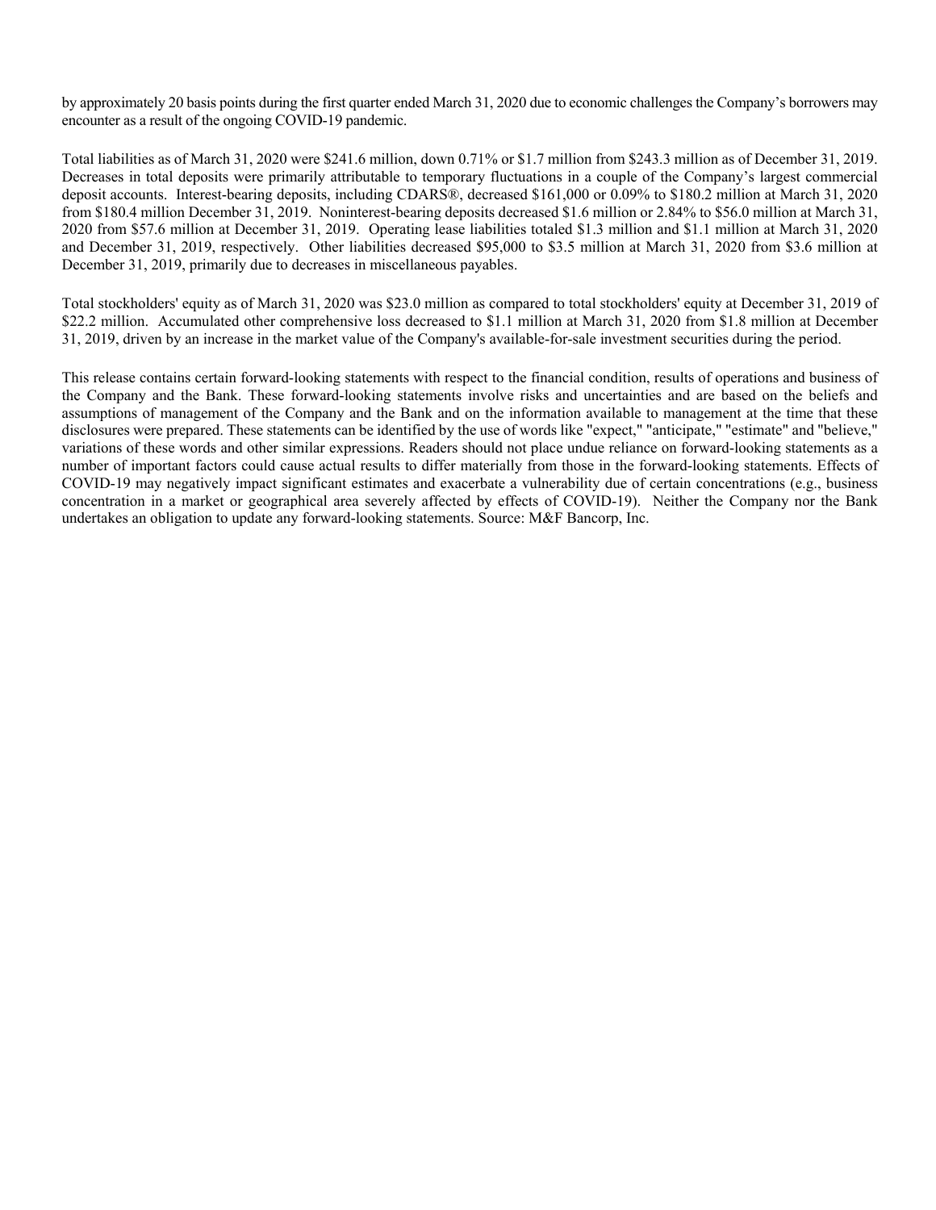by approximately 20 basis points during the first quarter ended March 31, 2020 due to economic challenges the Company's borrowers may encounter as a result of the ongoing COVID-19 pandemic.

Total liabilities as of March 31, 2020 were $241.6 million, down 0.71% or $1.7 million from $243.3 million as of December 31, 2019. Decreases in total deposits were primarily attributable to temporary fluctuations in a couple of the Company's largest commercial deposit accounts. Interest-bearing deposits, including CDARS®, decreased $161,000 or 0.09% to $180.2 million at March 31, 2020 from $180.4 million December 31, 2019. Noninterest-bearing deposits decreased $1.6 million or 2.84% to $56.0 million at March 31, 2020 from $57.6 million at December 31, 2019. Operating lease liabilities totaled $1.3 million and $1.1 million at March 31, 2020 and December 31, 2019, respectively. Other liabilities decreased $95,000 to $3.5 million at March 31, 2020 from $3.6 million at December 31, 2019, primarily due to decreases in miscellaneous payables.

Total stockholders' equity as of March 31, 2020 was $23.0 million as compared to total stockholders' equity at December 31, 2019 of $22.2 million. Accumulated other comprehensive loss decreased to $1.1 million at March 31, 2020 from $1.8 million at December 31, 2019, driven by an increase in the market value of the Company's available-for-sale investment securities during the period.

This release contains certain forward-looking statements with respect to the financial condition, results of operations and business of the Company and the Bank. These forward-looking statements involve risks and uncertainties and are based on the beliefs and assumptions of management of the Company and the Bank and on the information available to management at the time that these disclosures were prepared. These statements can be identified by the use of words like "expect," "anticipate," "estimate" and "believe," variations of these words and other similar expressions. Readers should not place undue reliance on forward-looking statements as a number of important factors could cause actual results to differ materially from those in the forward-looking statements. Effects of COVID-19 may negatively impact significant estimates and exacerbate a vulnerability due of certain concentrations (e.g., business concentration in a market or geographical area severely affected by effects of COVID-19). Neither the Company nor the Bank undertakes an obligation to update any forward-looking statements. Source: M&F Bancorp, Inc.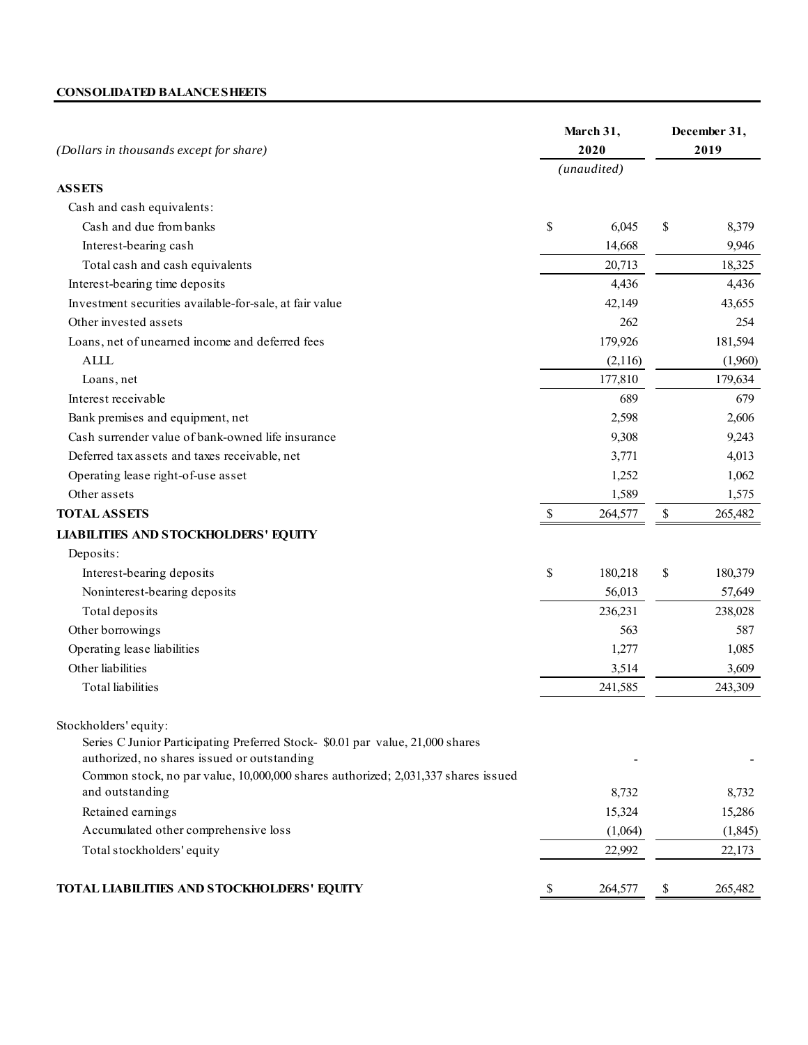**CONSOLIDATED BALANCE SHEETS**

| *(Dollars in thousands except for share)* | March 31, 2020 *(unaudited)* | December 31, 2019 |
|---|---|---|
| **ASSETS** | | |
| Cash and cash equivalents: | | |
| Cash and due from banks | $ 6,045 | $ 8,379 |
| Interest-bearing cash | 14,668 | 9,946 |
| Total cash and cash equivalents | 20,713 | 18,325 |
| Interest-bearing time deposits | 4,436 | 4,436 |
| Investment securities available-for-sale, at fair value | 42,149 | 43,655 |
| Other invested assets | 262 | 254 |
| Loans, net of unearned income and deferred fees | 179,926 | 181,594 |
| ALLL | (2,116) | (1,960) |
| Loans, net | 177,810 | 179,634 |
| Interest receivable | 689 | 679 |
| Bank premises and equipment, net | 2,598 | 2,606 |
| Cash surrender value of bank-owned life insurance | 9,308 | 9,243 |
| Deferred tax assets and taxes receivable, net | 3,771 | 4,013 |
| Operating lease right-of-use asset | 1,252 | 1,062 |
| Other assets | 1,589 | 1,575 |
| **TOTAL ASSETS** | $ 264,577 | $ 265,482 |
| **LIABILITIES AND STOCKHOLDERS' EQUITY** | | |
| Deposits: | | |
| Interest-bearing deposits | $ 180,218 | $ 180,379 |
| Noninterest-bearing deposits | 56,013 | 57,649 |
| Total deposits | 236,231 | 238,028 |
| Other borrowings | 563 | 587 |
| Operating lease liabilities | 1,277 | 1,085 |
| Other liabilities | 3,514 | 3,609 |
| Total liabilities | 241,585 | 243,309 |
| Stockholders' equity: | | |
| Series C Junior Participating Preferred Stock- $0.01 par value, 21,000 shares authorized, no shares issued or outstanding | - | - |
| Common stock, no par value, 10,000,000 shares authorized; 2,031,337 shares issued and outstanding | 8,732 | 8,732 |
| Retained earnings | 15,324 | 15,286 |
| Accumulated other comprehensive loss | (1,064) | (1,845) |
| Total stockholders' equity | 22,992 | 22,173 |
| **TOTAL LIABILITIES AND STOCKHOLDERS' EQUITY** | $ 264,577 | $ 265,482 |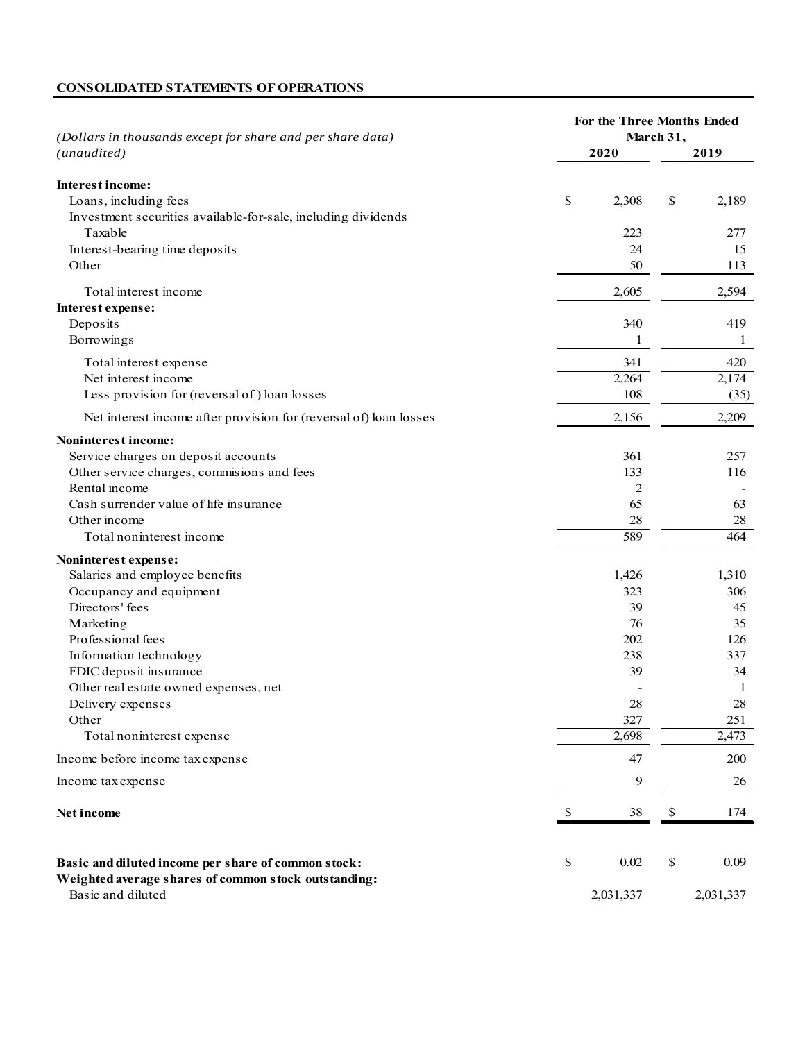**CONSOLIDATED STATEMENTS OF OPERATIONS**

| *(Dollars in thousands except for share and per share data)* *(unaudited)* | For the Three Months Ended March 31, 2020 | 2019 |
|---|---|---|
| **Interest income:** | | |
| Loans, including fees | $ 2,308 | $ 2,189 |
| Investment securities available-for-sale, including dividends | | |
| Taxable | 223 | 277 |
| Interest-bearing time deposits | 24 | 15 |
| Other | 50 | 113 |
| Total interest income | 2,605 | 2,594 |
| **Interest expense:** | | |
| Deposits | 340 | 419 |
| Borrowings | 1 | 1 |
| Total interest expense | 341 | 420 |
| Net interest income | 2,264 | 2,174 |
| Less provision for (reversal of ) loan losses | 108 | (35) |
| Net interest income after provision for (reversal of) loan losses | 2,156 | 2,209 |
| **Noninterest income:** | | |
| Service charges on deposit accounts | 361 | 257 |
| Other service charges, commisions and fees | 133 | 116 |
| Rental income | 2 | - |
| Cash surrender value of life insurance | 65 | 63 |
| Other income | 28 | 28 |
| Total noninterest income | 589 | 464 |
| **Noninterest expense:** | | |
| Salaries and employee benefits | 1,426 | 1,310 |
| Occupancy and equipment | 323 | 306 |
| Directors' fees | 39 | 45 |
| Marketing | 76 | 35 |
| Professional fees | 202 | 126 |
| Information technology | 238 | 337 |
| FDIC deposit insurance | 39 | 34 |
| Other real estate owned expenses, net | - | 1 |
| Delivery expenses | 28 | 28 |
| Other | 327 | 251 |
| Total noninterest expense | 2,698 | 2,473 |
| Income before income tax expense | 47 | 200 |
| Income tax expense | 9 | 26 |
| **Net income** | $ 38 | $ 174 |
| | | |
| **Basic and diluted income per share of common stock:** | $ 0.02 | $ 0.09 |
| **Weighted average shares of common stock outstanding:** | | |
| Basic and diluted | 2,031,337 | 2,031,337 |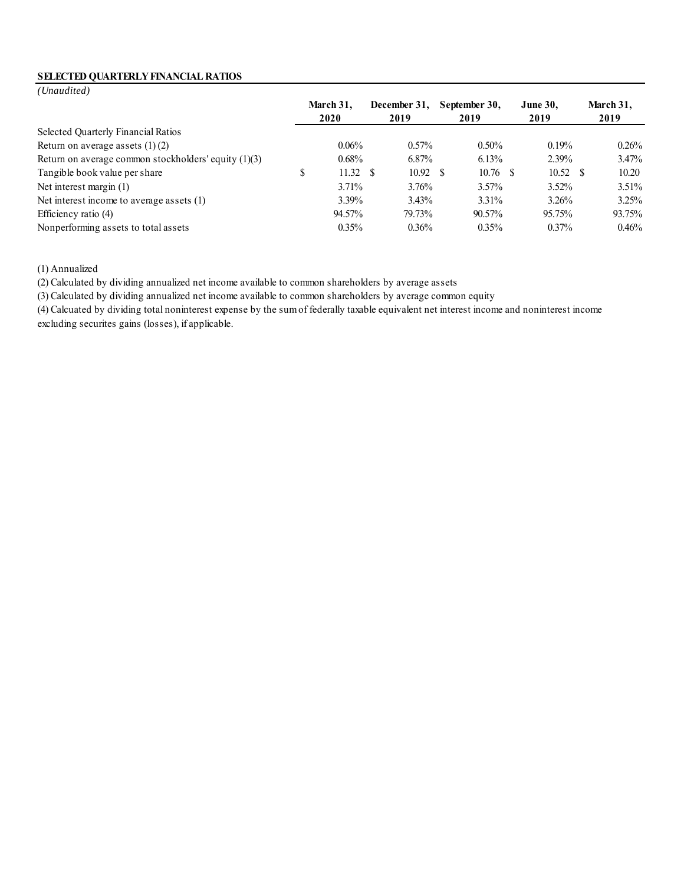**SELECTED QUARTERLY FINANCIAL RATIOS**

*(Unaudited)*

| | March 31, 2020 | December 31, 2019 | September 30, 2019 | June 30, 2019 | March 31, 2019 |
|---|---|---|---|---|---|
| Selected Quarterly Financial Ratios | | | | | |
| Return on average assets (1) (2) | 0.06% | 0.57% | 0.50% | 0.19% | 0.26% |
| Return on average common stockholders' equity (1)(3) | 0.68% | 6.87% | 6.13% | 2.39% | 3.47% |
| Tangible book value per share | $ 11.32 | $ 10.92 | $ 10.76 | $ 10.52 | $ 10.20 |
| Net interest margin (1) | 3.71% | 3.76% | 3.57% | 3.52% | 3.51% |
| Net interest income to average assets (1) | 3.39% | 3.43% | 3.31% | 3.26% | 3.25% |
| Efficiency ratio (4) | 94.57% | 79.73% | 90.57% | 95.75% | 93.75% |
| Nonperforming assets to total assets | 0.35% | 0.36% | 0.35% | 0.37% | 0.46% |

(1) Annualized

(2) Calculated by dividing annualized net income available to common shareholders by average assets

(3) Calculated by dividing annualized net income available to common shareholders by average common equity

(4) Calcuated by dividing total noninterest expense by the sum of federally taxable equivalent net interest income and noninterest income excluding securites gains (losses), if applicable.